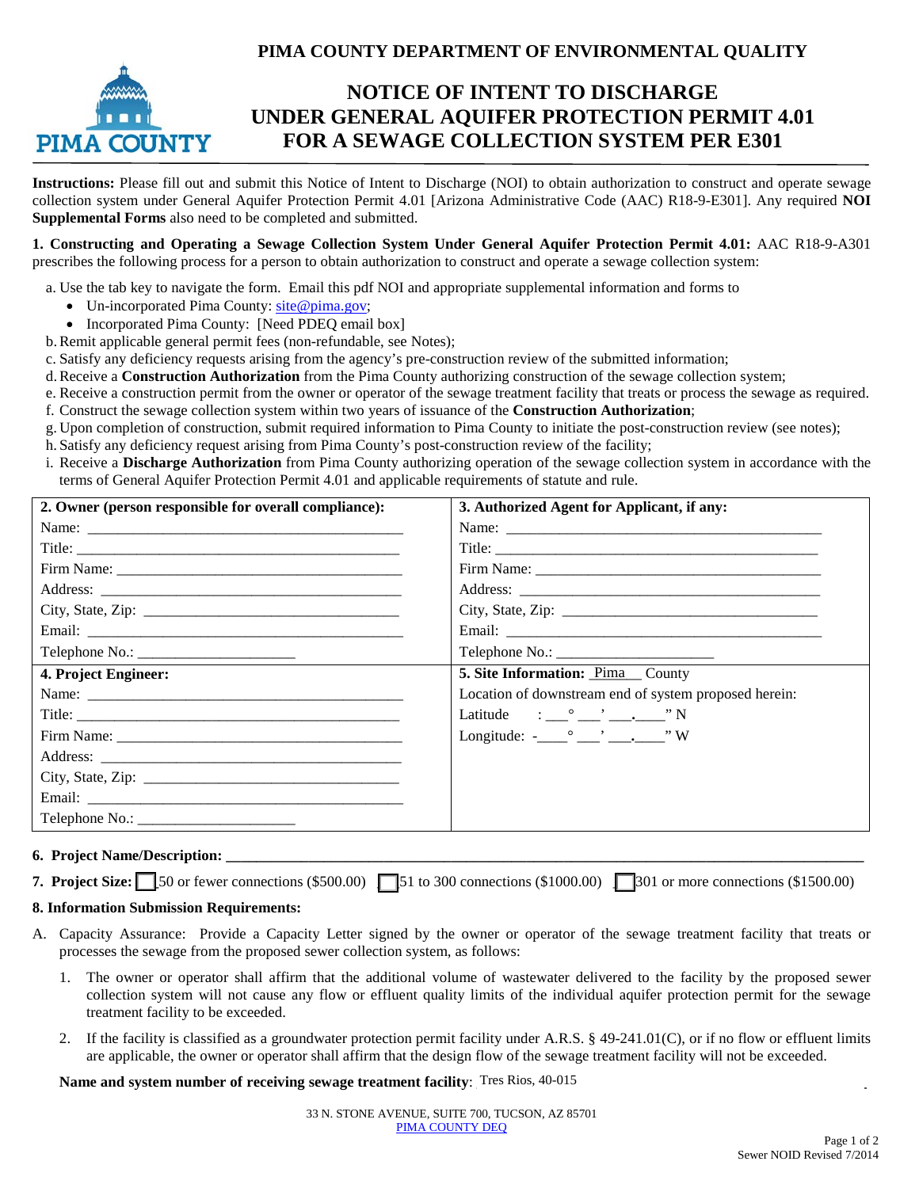# PIMA COUNTY DEPARTMENT OF ENVIRONMENTAL QUALITY

## NOTICE OF INTENT TO DISCHARGE UNDER GENERAL AQUIFER PROTECTION PERMIT 4.01 FOR A SEWAGE COLLECTION SYSTEM PER E301

**Instructions:** Please fill out and submit this Notice of Intent to Discharge (NOI) to obtain authorization to construct and operate sewage collection system under General Aquifer Protection Permit 4.01 [Arizona Administrative Code (AAC) R18-9-E301]. Any required **NOI Supplemental Forms** also need to be completed and submitted.

**1. Constructing and Operating a Sewage Collection System Under General Aquifer Protection Permit 4.01:** AAC R18-9-A301 prescribes the following process for a person to obtain authorization to construct and operate a sewage collection system:

a. Use the tab key to navigate the form. Email this pdf NOI and appropriate supplemental information and forms to
   - Un-incorporated Pima County: site@pima.gov;
   - Incorporated Pima County: [Need PDEQ email box]

b. Remit applicable general permit fees (non-refundable, see Notes);
c. Satisfy any deficiency requests arising from the agency's pre-construction review of the submitted information;
d. Receive a **Construction Authorization** from the Pima County authorizing construction of the sewage collection system;
e. Receive a construction permit from the owner or operator of the sewage treatment facility that treats or process the sewage as required.
f. Construct the sewage collection system within two years of issuance of the **Construction Authorization**;
g. Upon completion of construction, submit required information to Pima County to initiate the post-construction review (see notes);
h. Satisfy any deficiency request arising from Pima County's post-construction review of the facility;
i. Receive a **Discharge Authorization** from Pima County authorizing operation of the sewage collection system in accordance with the terms of General Aquifer Protection Permit 4.01 and applicable requirements of statute and rule.

| **2. Owner (person responsible for overall compliance):** | **3. Authorized Agent for Applicant, if any:** |
|---|---|
| Name: ______ | Name: ______ |
| Title: ______ | Title: ______ |
| Firm Name: ______ | Firm Name: ______ |
| Address: ______ | Address: ______ |
| City, State, Zip: ______ | City, State, Zip: ______ |
| Email: ______ | Email: ______ |
| Telephone No.: ______ | Telephone No.: ______ |
| **4. Project Engineer:** | **5. Site Information:** Pima County |
| Name: ______ | Location of downstream end of system proposed herein: |
| Title: ______ | Latitude : ___° ___' ___.___" N |
| Firm Name: ______ | Longitude: -___° ___' ___.___" W |
| Address: ______ | |
| City, State, Zip: ______ | |
| Email: ______ | |
| Telephone No.: ______ | |

**6. Project Name/Description:** ______

**7. Project Size:** ☐ 50 or fewer connections ($500.00) ☐ 51 to 300 connections ($1000.00) ☐ 301 or more connections ($1500.00)

**8. Information Submission Requirements:**

A. Capacity Assurance: Provide a Capacity Letter signed by the owner or operator of the sewage treatment facility that treats or processes the sewage from the proposed sewer collection system, as follows:

1. The owner or operator shall affirm that the additional volume of wastewater delivered to the facility by the proposed sewer collection system will not cause any flow or effluent quality limits of the individual aquifer protection permit for the sewage treatment facility to be exceeded.

2. If the facility is classified as a groundwater protection permit facility under A.R.S. § 49-241.01(C), or if no flow or effluent limits are applicable, the owner or operator shall affirm that the design flow of the sewage treatment facility will not be exceeded.

**Name and system number of receiving sewage treatment facility**: Tres Rios, 40-015

33 N. STONE AVENUE, SUITE 700, TUCSON, AZ 85701
PIMA COUNTY DEQ

Sewer NOID Revised 7/2014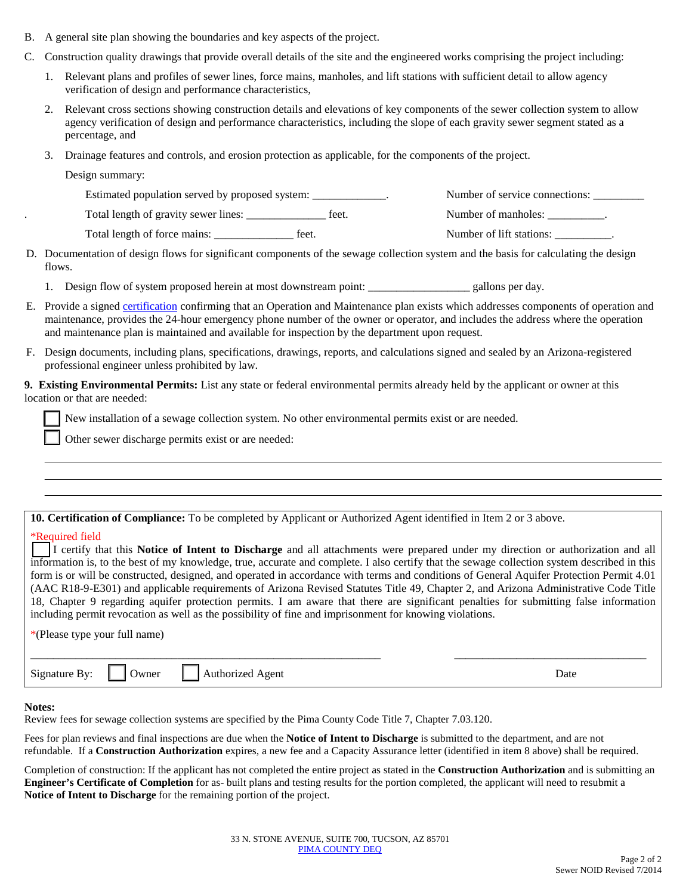B. A general site plan showing the boundaries and key aspects of the project.

C. Construction quality drawings that provide overall details of the site and the engineered works comprising the project including:

1. Relevant plans and profiles of sewer lines, force mains, manholes, and lift stations with sufficient detail to allow agency verification of design and performance characteristics,
2. Relevant cross sections showing construction details and elevations of key components of the sewer collection system to allow agency verification of design and performance characteristics, including the slope of each gravity sewer segment stated as a percentage, and
3. Drainage features and controls, and erosion protection as applicable, for the components of the project.

Design summary:

Estimated population served by proposed system: _____________.  Number of service connections: _________

Total length of gravity sewer lines: ______________ feet.  Number of manholes: __________.

Total length of force mains: ______________ feet.  Number of lift stations: __________.

D. Documentation of design flows for significant components of the sewage collection system and the basis for calculating the design flows.

1. Design flow of system proposed herein at most downstream point: __________________ gallons per day.

E. Provide a signed certification confirming that an Operation and Maintenance plan exists which addresses components of operation and maintenance, provides the 24-hour emergency phone number of the owner or operator, and includes the address where the operation and maintenance plan is maintained and available for inspection by the department upon request.

F. Design documents, including plans, specifications, drawings, reports, and calculations signed and sealed by an Arizona-registered professional engineer unless prohibited by law.

**9. Existing Environmental Permits:** List any state or federal environmental permits already held by the applicant or owner at this location or that are needed:

☐ New installation of a sewage collection system. No other environmental permits exist or are needed.

☐ Other sewer discharge permits exist or are needed:

______________________________________________________________________

______________________________________________________________________

______________________________________________________________________

**10. Certification of Compliance:** To be completed by Applicant or Authorized Agent identified in Item 2 or 3 above.

*Required field

☐ I certify that this **Notice of Intent to Discharge** and all attachments were prepared under my direction or authorization and all information is, to the best of my knowledge, true, accurate and complete. I also certify that the sewage collection system described in this form is or will be constructed, designed, and operated in accordance with terms and conditions of General Aquifer Protection Permit 4.01 (AAC R18-9-E301) and applicable requirements of Arizona Revised Statutes Title 49, Chapter 2, and Arizona Administrative Code Title 18, Chapter 9 regarding aquifer protection permits. I am aware that there are significant penalties for submitting false information including permit revocation as well as the possibility of fine and imprisonment for knowing violations.

*(Please type your full name)

_____________________________________________   ____________________________

Signature By: ☐ Owner ☐ Authorized Agent   Date

**Notes:**

Review fees for sewage collection systems are specified by the Pima County Code Title 7, Chapter 7.03.120.

Fees for plan reviews and final inspections are due when the **Notice of Intent to Discharge** is submitted to the department, and are not refundable. If a **Construction Authorization** expires, a new fee and a Capacity Assurance letter (identified in item 8 above) shall be required.

Completion of construction: If the applicant has not completed the entire project as stated in the **Construction Authorization** and is submitting an **Engineer's Certificate of Completion** for as- built plans and testing results for the portion completed, the applicant will need to resubmit a **Notice of Intent to Discharge** for the remaining portion of the project.

33 N. STONE AVENUE, SUITE 700, TUCSON, AZ 85701
PIMA COUNTY DEQ

Sewer NOID Revised 7/2014